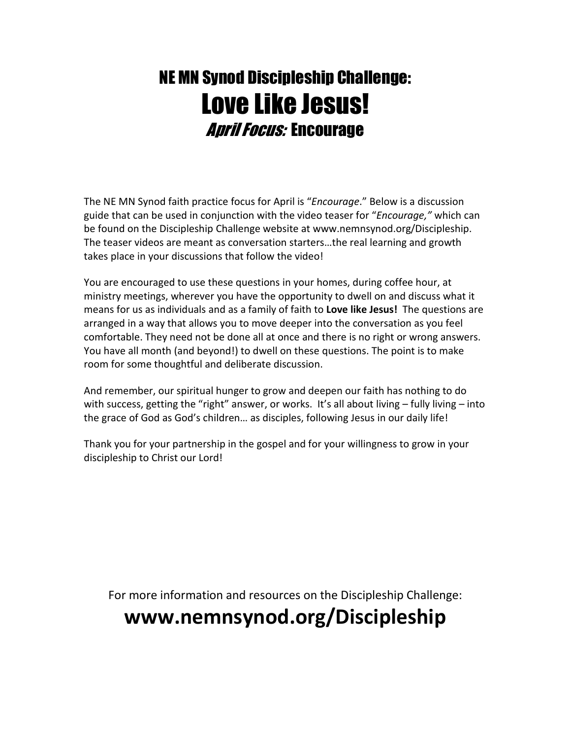# NE MN Synod Discipleship Challenge:
# Love Like Jesus!
## *April Focus:* Encourage

The NE MN Synod faith practice focus for April is "*Encourage*." Below is a discussion guide that can be used in conjunction with the video teaser for "*Encourage,"* which can be found on the Discipleship Challenge website at www.nemnsynod.org/Discipleship. The teaser videos are meant as conversation starters…the real learning and growth takes place in your discussions that follow the video!

You are encouraged to use these questions in your homes, during coffee hour, at ministry meetings, wherever you have the opportunity to dwell on and discuss what it means for us as individuals and as a family of faith to **Love like Jesus!** The questions are arranged in a way that allows you to move deeper into the conversation as you feel comfortable. They need not be done all at once and there is no right or wrong answers. You have all month (and beyond!) to dwell on these questions. The point is to make room for some thoughtful and deliberate discussion.

And remember, our spiritual hunger to grow and deepen our faith has nothing to do with success, getting the "right" answer, or works. It's all about living – fully living – into the grace of God as God's children… as disciples, following Jesus in our daily life!

Thank you for your partnership in the gospel and for your willingness to grow in your discipleship to Christ our Lord!

For more information and resources on the Discipleship Challenge:

**www.nemnsynod.org/Discipleship**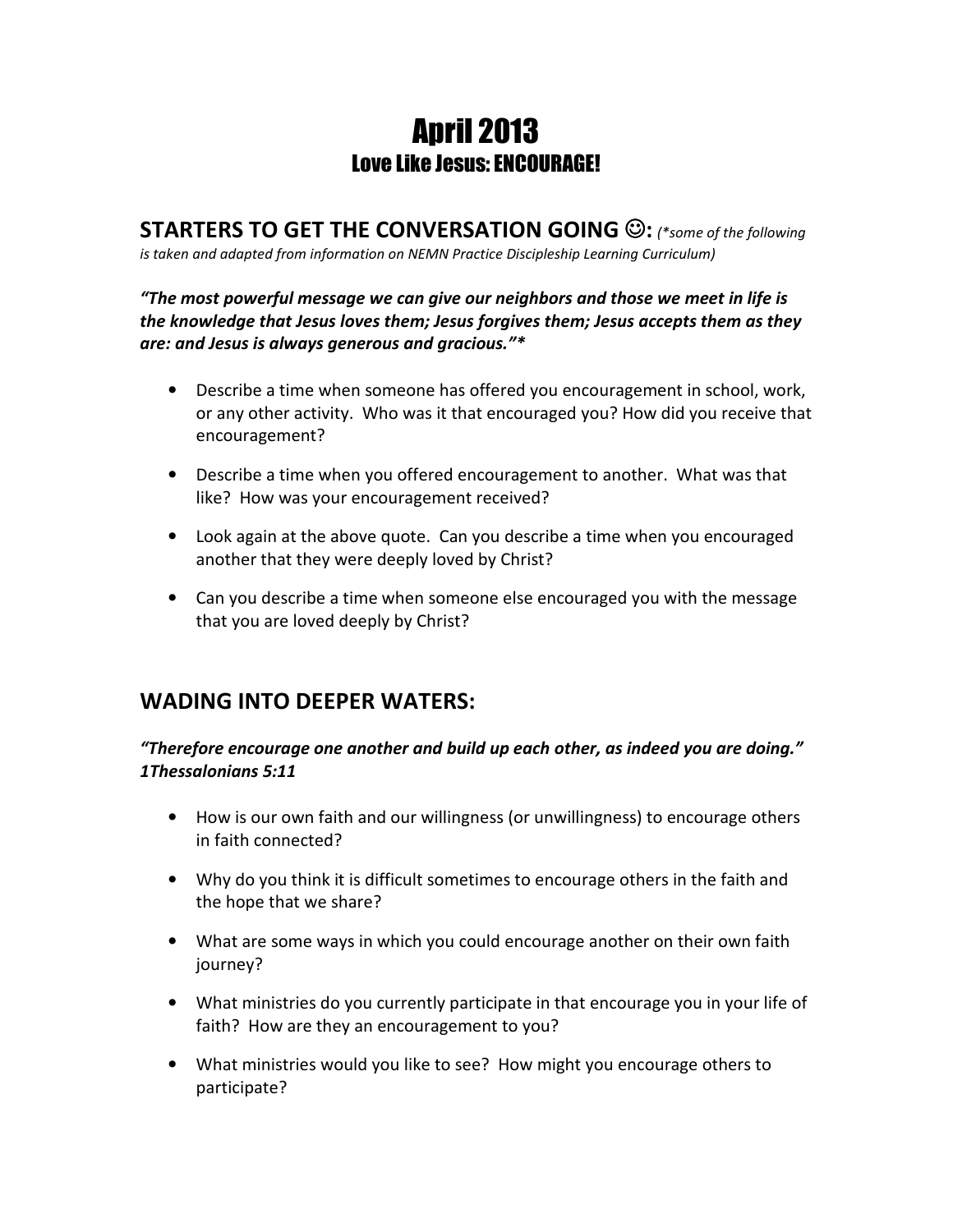# April 2013

## Love Like Jesus: ENCOURAGE!

## STARTERS TO GET THE CONVERSATION GOING ☺: *(*some of the following is taken and adapted from information on NEMN Practice Discipleship Learning Curriculum)*

***"The most powerful message we can give our neighbors and those we meet in life is the knowledge that Jesus loves them; Jesus forgives them; Jesus accepts them as they are: and Jesus is always generous and gracious."****

- Describe a time when someone has offered you encouragement in school, work, or any other activity. Who was it that encouraged you? How did you receive that encouragement?
- Describe a time when you offered encouragement to another. What was that like? How was your encouragement received?
- Look again at the above quote. Can you describe a time when you encouraged another that they were deeply loved by Christ?
- Can you describe a time when someone else encouraged you with the message that you are loved deeply by Christ?

## WADING INTO DEEPER WATERS:

***"Therefore encourage one another and build up each other, as indeed you are doing." 1Thessalonians 5:11***

- How is our own faith and our willingness (or unwillingness) to encourage others in faith connected?
- Why do you think it is difficult sometimes to encourage others in the faith and the hope that we share?
- What are some ways in which you could encourage another on their own faith journey?
- What ministries do you currently participate in that encourage you in your life of faith? How are they an encouragement to you?
- What ministries would you like to see? How might you encourage others to participate?